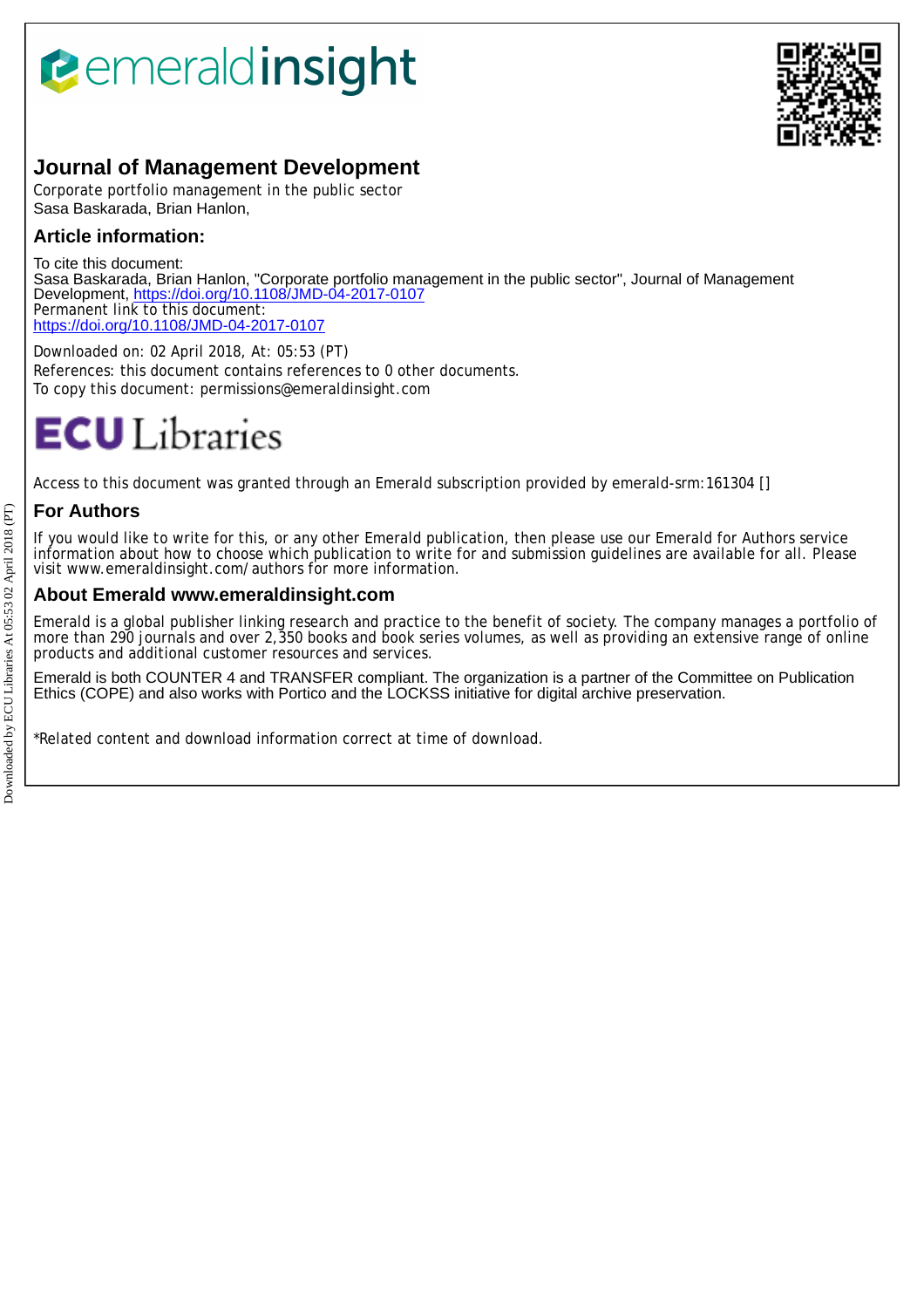# Journal of Management Development

Corporate portfolio management in the public sector
Sasa Baskarada, Brian Hanlon,

## Article information:

To cite this document:
Sasa Baskarada, Brian Hanlon, "Corporate portfolio management in the public sector", Journal of Management Development, https://doi.org/10.1108/JMD-04-2017-0107
Permanent link to this document:
https://doi.org/10.1108/JMD-04-2017-0107

Downloaded on: 02 April 2018, At: 05:53 (PT)
References: this document contains references to 0 other documents.
To copy this document: permissions@emeraldinsight.com

Access to this document was granted through an Emerald subscription provided by emerald-srm:161304 []

## For Authors

If you would like to write for this, or any other Emerald publication, then please use our Emerald for Authors service information about how to choose which publication to write for and submission guidelines are available for all. Please visit www.emeraldinsight.com/authors for more information.

## About Emerald www.emeraldinsight.com

Emerald is a global publisher linking research and practice to the benefit of society. The company manages a portfolio of more than 290 journals and over 2,350 books and book series volumes, as well as providing an extensive range of online products and additional customer resources and services.

Emerald is both COUNTER 4 and TRANSFER compliant. The organization is a partner of the Committee on Publication Ethics (COPE) and also works with Portico and the LOCKSS initiative for digital archive preservation.

*Related content and download information correct at time of download.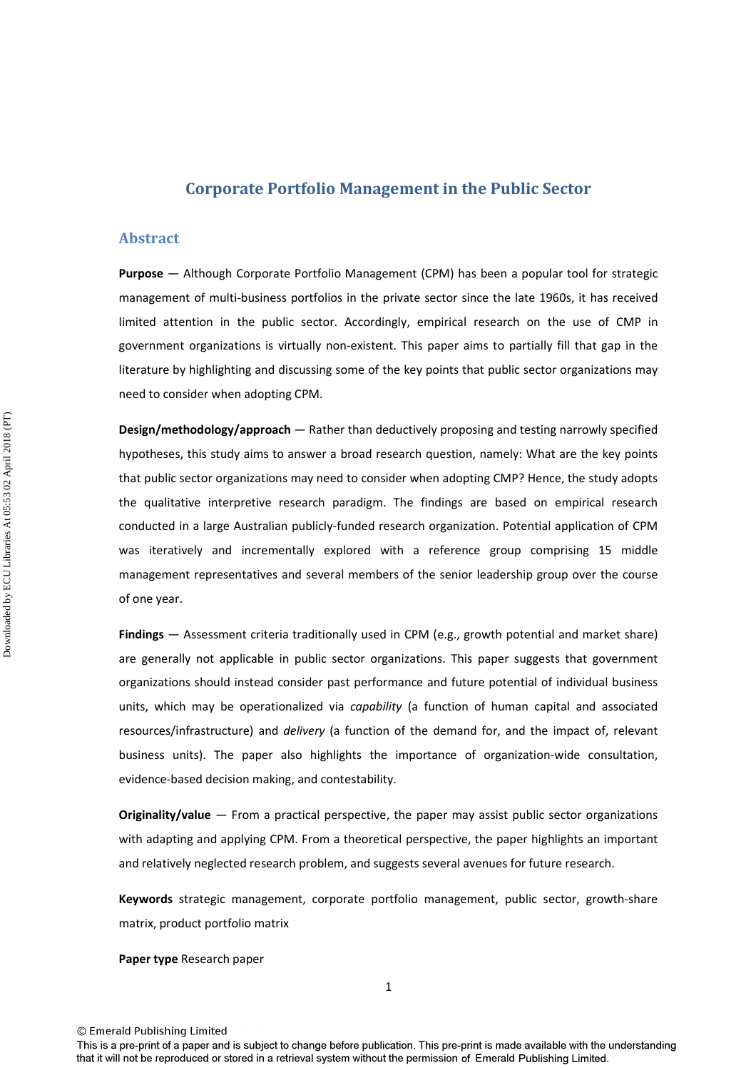# Corporate Portfolio Management in the Public Sector

## Abstract

**Purpose** — Although Corporate Portfolio Management (CPM) has been a popular tool for strategic management of multi-business portfolios in the private sector since the late 1960s, it has received limited attention in the public sector. Accordingly, empirical research on the use of CMP in government organizations is virtually non-existent. This paper aims to partially fill that gap in the literature by highlighting and discussing some of the key points that public sector organizations may need to consider when adopting CPM.

**Design/methodology/approach** — Rather than deductively proposing and testing narrowly specified hypotheses, this study aims to answer a broad research question, namely: What are the key points that public sector organizations may need to consider when adopting CMP? Hence, the study adopts the qualitative interpretive research paradigm. The findings are based on empirical research conducted in a large Australian publicly-funded research organization. Potential application of CPM was iteratively and incrementally explored with a reference group comprising 15 middle management representatives and several members of the senior leadership group over the course of one year.

**Findings** — Assessment criteria traditionally used in CPM (e.g., growth potential and market share) are generally not applicable in public sector organizations. This paper suggests that government organizations should instead consider past performance and future potential of individual business units, which may be operationalized via *capability* (a function of human capital and associated resources/infrastructure) and *delivery* (a function of the demand for, and the impact of, relevant business units). The paper also highlights the importance of organization-wide consultation, evidence-based decision making, and contestability.

**Originality/value** — From a practical perspective, the paper may assist public sector organizations with adapting and applying CPM. From a theoretical perspective, the paper highlights an important and relatively neglected research problem, and suggests several avenues for future research.

**Keywords** strategic management, corporate portfolio management, public sector, growth-share matrix, product portfolio matrix

**Paper type** Research paper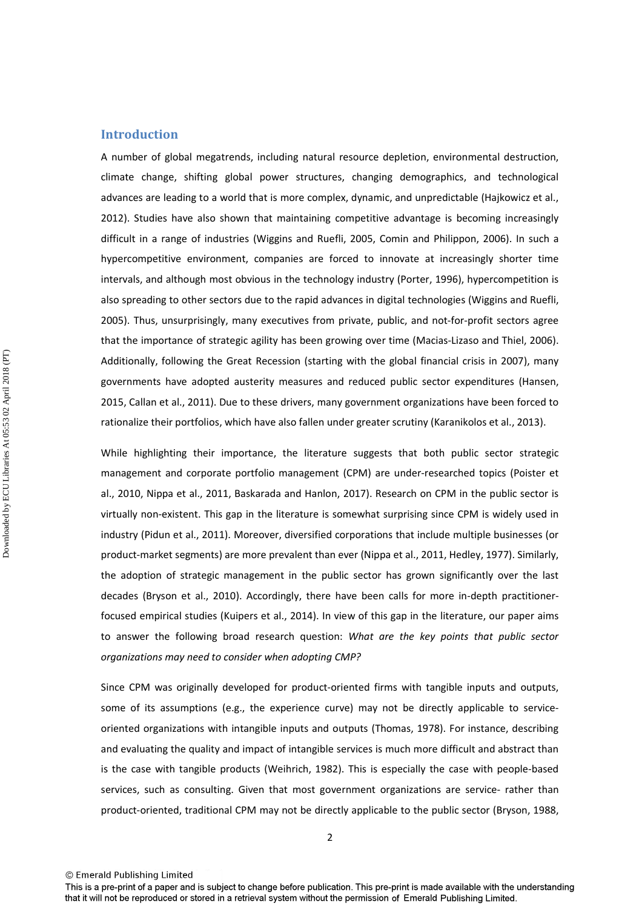## Introduction

A number of global megatrends, including natural resource depletion, environmental destruction, climate change, shifting global power structures, changing demographics, and technological advances are leading to a world that is more complex, dynamic, and unpredictable (Hajkowicz et al., 2012). Studies have also shown that maintaining competitive advantage is becoming increasingly difficult in a range of industries (Wiggins and Ruefli, 2005, Comin and Philippon, 2006). In such a hypercompetitive environment, companies are forced to innovate at increasingly shorter time intervals, and although most obvious in the technology industry (Porter, 1996), hypercompetition is also spreading to other sectors due to the rapid advances in digital technologies (Wiggins and Ruefli, 2005). Thus, unsurprisingly, many executives from private, public, and not-for-profit sectors agree that the importance of strategic agility has been growing over time (Macias-Lizaso and Thiel, 2006). Additionally, following the Great Recession (starting with the global financial crisis in 2007), many governments have adopted austerity measures and reduced public sector expenditures (Hansen, 2015, Callan et al., 2011). Due to these drivers, many government organizations have been forced to rationalize their portfolios, which have also fallen under greater scrutiny (Karanikolos et al., 2013).

While highlighting their importance, the literature suggests that both public sector strategic management and corporate portfolio management (CPM) are under-researched topics (Poister et al., 2010, Nippa et al., 2011, Baskarada and Hanlon, 2017). Research on CPM in the public sector is virtually non-existent. This gap in the literature is somewhat surprising since CPM is widely used in industry (Pidun et al., 2011). Moreover, diversified corporations that include multiple businesses (or product-market segments) are more prevalent than ever (Nippa et al., 2011, Hedley, 1977). Similarly, the adoption of strategic management in the public sector has grown significantly over the last decades (Bryson et al., 2010). Accordingly, there have been calls for more in-depth practitioner-focused empirical studies (Kuipers et al., 2014). In view of this gap in the literature, our paper aims to answer the following broad research question: *What are the key points that public sector organizations may need to consider when adopting CMP?*

Since CPM was originally developed for product-oriented firms with tangible inputs and outputs, some of its assumptions (e.g., the experience curve) may not be directly applicable to service-oriented organizations with intangible inputs and outputs (Thomas, 1978). For instance, describing and evaluating the quality and impact of intangible services is much more difficult and abstract than is the case with tangible products (Weihrich, 1982). This is especially the case with people-based services, such as consulting. Given that most government organizations are service- rather than product-oriented, traditional CPM may not be directly applicable to the public sector (Bryson, 1988,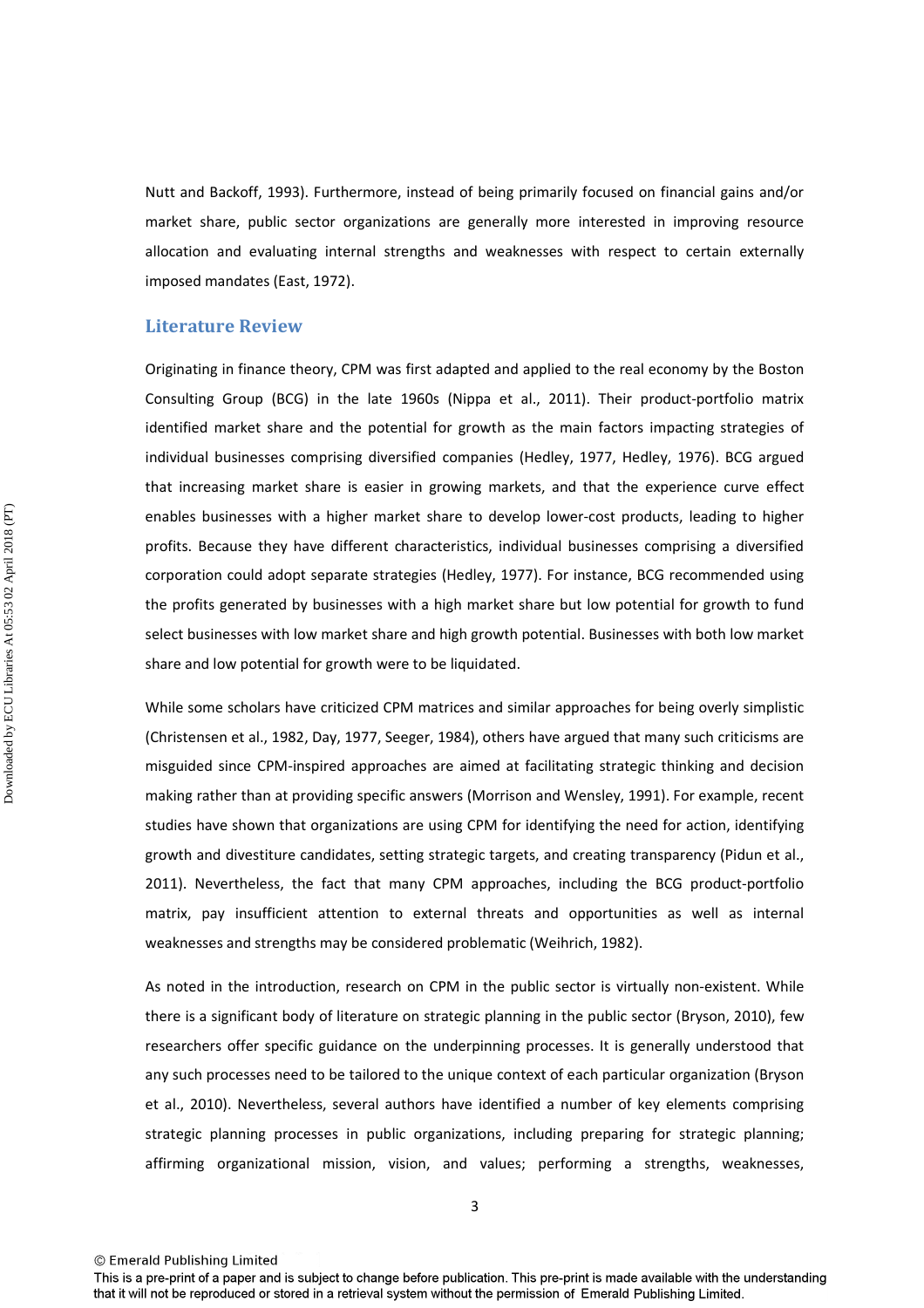Nutt and Backoff, 1993). Furthermore, instead of being primarily focused on financial gains and/or market share, public sector organizations are generally more interested in improving resource allocation and evaluating internal strengths and weaknesses with respect to certain externally imposed mandates (East, 1972).

## Literature Review

Originating in finance theory, CPM was first adapted and applied to the real economy by the Boston Consulting Group (BCG) in the late 1960s (Nippa et al., 2011). Their product-portfolio matrix identified market share and the potential for growth as the main factors impacting strategies of individual businesses comprising diversified companies (Hedley, 1977, Hedley, 1976). BCG argued that increasing market share is easier in growing markets, and that the experience curve effect enables businesses with a higher market share to develop lower-cost products, leading to higher profits. Because they have different characteristics, individual businesses comprising a diversified corporation could adopt separate strategies (Hedley, 1977). For instance, BCG recommended using the profits generated by businesses with a high market share but low potential for growth to fund select businesses with low market share and high growth potential. Businesses with both low market share and low potential for growth were to be liquidated.

While some scholars have criticized CPM matrices and similar approaches for being overly simplistic (Christensen et al., 1982, Day, 1977, Seeger, 1984), others have argued that many such criticisms are misguided since CPM-inspired approaches are aimed at facilitating strategic thinking and decision making rather than at providing specific answers (Morrison and Wensley, 1991). For example, recent studies have shown that organizations are using CPM for identifying the need for action, identifying growth and divestiture candidates, setting strategic targets, and creating transparency (Pidun et al., 2011). Nevertheless, the fact that many CPM approaches, including the BCG product-portfolio matrix, pay insufficient attention to external threats and opportunities as well as internal weaknesses and strengths may be considered problematic (Weihrich, 1982).

As noted in the introduction, research on CPM in the public sector is virtually non-existent. While there is a significant body of literature on strategic planning in the public sector (Bryson, 2010), few researchers offer specific guidance on the underpinning processes. It is generally understood that any such processes need to be tailored to the unique context of each particular organization (Bryson et al., 2010). Nevertheless, several authors have identified a number of key elements comprising strategic planning processes in public organizations, including preparing for strategic planning; affirming organizational mission, vision, and values; performing a strengths, weaknesses,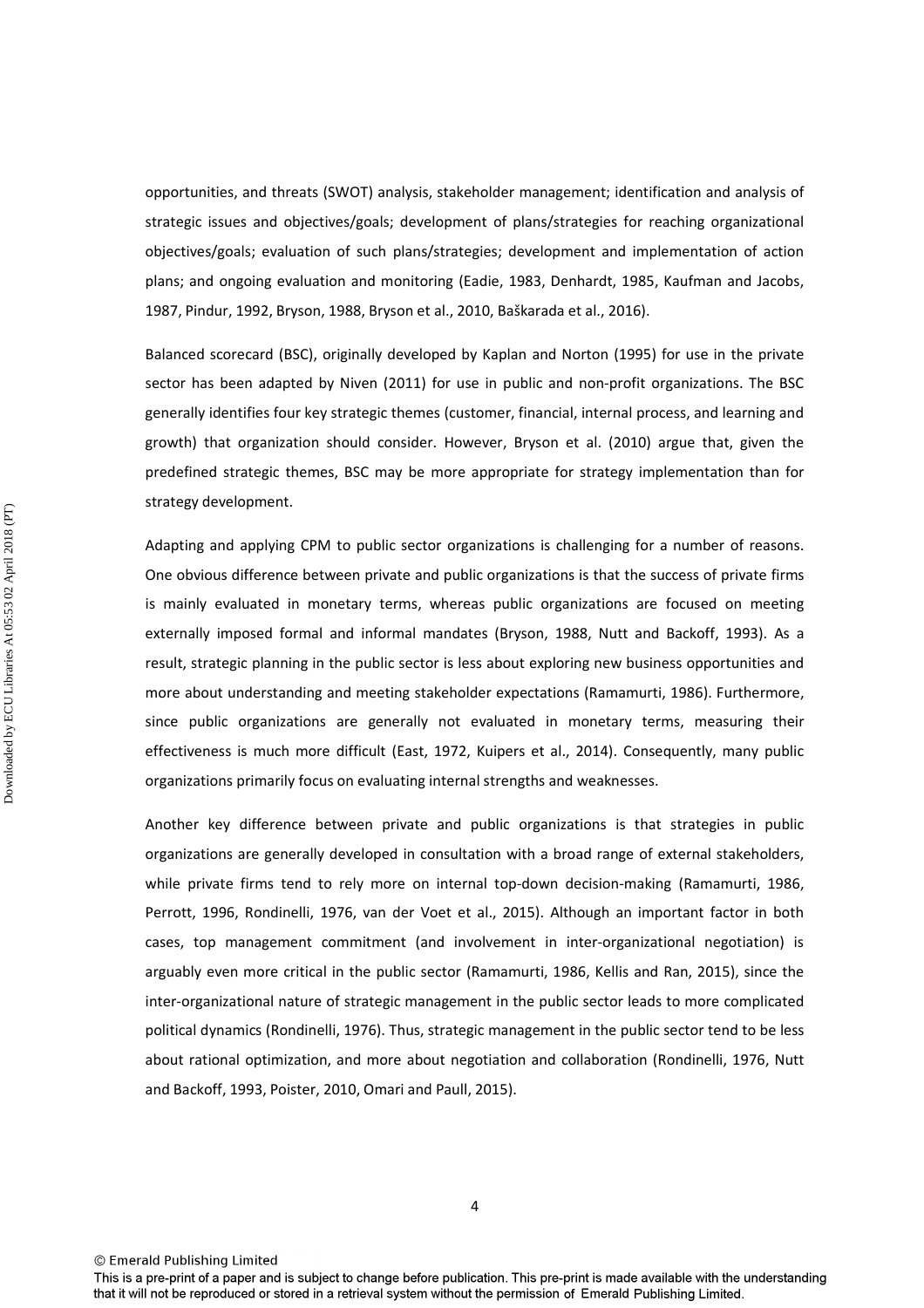opportunities, and threats (SWOT) analysis, stakeholder management; identification and analysis of strategic issues and objectives/goals; development of plans/strategies for reaching organizational objectives/goals; evaluation of such plans/strategies; development and implementation of action plans; and ongoing evaluation and monitoring (Eadie, 1983, Denhardt, 1985, Kaufman and Jacobs, 1987, Pindur, 1992, Bryson, 1988, Bryson et al., 2010, Baškarada et al., 2016).

Balanced scorecard (BSC), originally developed by Kaplan and Norton (1995) for use in the private sector has been adapted by Niven (2011) for use in public and non-profit organizations. The BSC generally identifies four key strategic themes (customer, financial, internal process, and learning and growth) that organization should consider. However, Bryson et al. (2010) argue that, given the predefined strategic themes, BSC may be more appropriate for strategy implementation than for strategy development.

Adapting and applying CPM to public sector organizations is challenging for a number of reasons. One obvious difference between private and public organizations is that the success of private firms is mainly evaluated in monetary terms, whereas public organizations are focused on meeting externally imposed formal and informal mandates (Bryson, 1988, Nutt and Backoff, 1993). As a result, strategic planning in the public sector is less about exploring new business opportunities and more about understanding and meeting stakeholder expectations (Ramamurti, 1986). Furthermore, since public organizations are generally not evaluated in monetary terms, measuring their effectiveness is much more difficult (East, 1972, Kuipers et al., 2014). Consequently, many public organizations primarily focus on evaluating internal strengths and weaknesses.

Another key difference between private and public organizations is that strategies in public organizations are generally developed in consultation with a broad range of external stakeholders, while private firms tend to rely more on internal top-down decision-making (Ramamurti, 1986, Perrott, 1996, Rondinelli, 1976, van der Voet et al., 2015). Although an important factor in both cases, top management commitment (and involvement in inter-organizational negotiation) is arguably even more critical in the public sector (Ramamurti, 1986, Kellis and Ran, 2015), since the inter-organizational nature of strategic management in the public sector leads to more complicated political dynamics (Rondinelli, 1976). Thus, strategic management in the public sector tend to be less about rational optimization, and more about negotiation and collaboration (Rondinelli, 1976, Nutt and Backoff, 1993, Poister, 2010, Omari and Paull, 2015).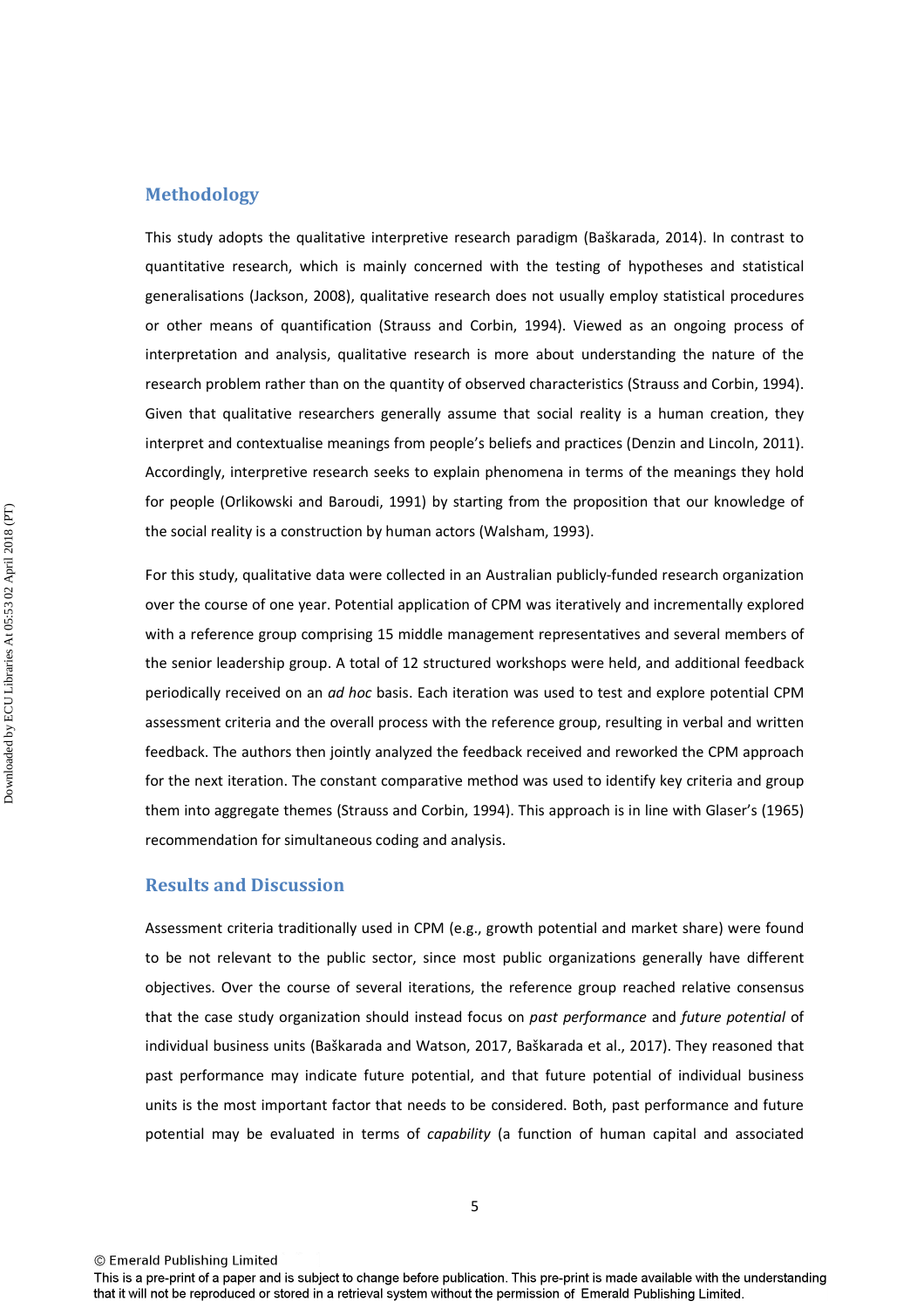## Methodology

This study adopts the qualitative interpretive research paradigm (Baškarada, 2014). In contrast to quantitative research, which is mainly concerned with the testing of hypotheses and statistical generalisations (Jackson, 2008), qualitative research does not usually employ statistical procedures or other means of quantification (Strauss and Corbin, 1994). Viewed as an ongoing process of interpretation and analysis, qualitative research is more about understanding the nature of the research problem rather than on the quantity of observed characteristics (Strauss and Corbin, 1994). Given that qualitative researchers generally assume that social reality is a human creation, they interpret and contextualise meanings from people's beliefs and practices (Denzin and Lincoln, 2011). Accordingly, interpretive research seeks to explain phenomena in terms of the meanings they hold for people (Orlikowski and Baroudi, 1991) by starting from the proposition that our knowledge of the social reality is a construction by human actors (Walsham, 1993).

For this study, qualitative data were collected in an Australian publicly-funded research organization over the course of one year. Potential application of CPM was iteratively and incrementally explored with a reference group comprising 15 middle management representatives and several members of the senior leadership group. A total of 12 structured workshops were held, and additional feedback periodically received on an *ad hoc* basis. Each iteration was used to test and explore potential CPM assessment criteria and the overall process with the reference group, resulting in verbal and written feedback. The authors then jointly analyzed the feedback received and reworked the CPM approach for the next iteration. The constant comparative method was used to identify key criteria and group them into aggregate themes (Strauss and Corbin, 1994). This approach is in line with Glaser's (1965) recommendation for simultaneous coding and analysis.

## Results and Discussion

Assessment criteria traditionally used in CPM (e.g., growth potential and market share) were found to be not relevant to the public sector, since most public organizations generally have different objectives. Over the course of several iterations, the reference group reached relative consensus that the case study organization should instead focus on *past performance* and *future potential* of individual business units (Baškarada and Watson, 2017, Baškarada et al., 2017). They reasoned that past performance may indicate future potential, and that future potential of individual business units is the most important factor that needs to be considered. Both, past performance and future potential may be evaluated in terms of *capability* (a function of human capital and associated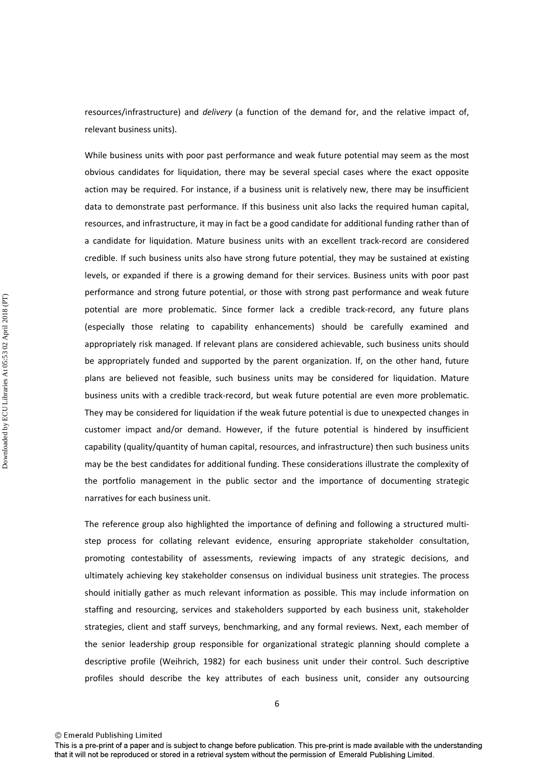resources/infrastructure) and *delivery* (a function of the demand for, and the relative impact of, relevant business units).

While business units with poor past performance and weak future potential may seem as the most obvious candidates for liquidation, there may be several special cases where the exact opposite action may be required. For instance, if a business unit is relatively new, there may be insufficient data to demonstrate past performance. If this business unit also lacks the required human capital, resources, and infrastructure, it may in fact be a good candidate for additional funding rather than of a candidate for liquidation. Mature business units with an excellent track-record are considered credible. If such business units also have strong future potential, they may be sustained at existing levels, or expanded if there is a growing demand for their services. Business units with poor past performance and strong future potential, or those with strong past performance and weak future potential are more problematic. Since former lack a credible track-record, any future plans (especially those relating to capability enhancements) should be carefully examined and appropriately risk managed. If relevant plans are considered achievable, such business units should be appropriately funded and supported by the parent organization. If, on the other hand, future plans are believed not feasible, such business units may be considered for liquidation. Mature business units with a credible track-record, but weak future potential are even more problematic. They may be considered for liquidation if the weak future potential is due to unexpected changes in customer impact and/or demand. However, if the future potential is hindered by insufficient capability (quality/quantity of human capital, resources, and infrastructure) then such business units may be the best candidates for additional funding. These considerations illustrate the complexity of the portfolio management in the public sector and the importance of documenting strategic narratives for each business unit.

The reference group also highlighted the importance of defining and following a structured multi-step process for collating relevant evidence, ensuring appropriate stakeholder consultation, promoting contestability of assessments, reviewing impacts of any strategic decisions, and ultimately achieving key stakeholder consensus on individual business unit strategies. The process should initially gather as much relevant information as possible. This may include information on staffing and resourcing, services and stakeholders supported by each business unit, stakeholder strategies, client and staff surveys, benchmarking, and any formal reviews. Next, each member of the senior leadership group responsible for organizational strategic planning should complete a descriptive profile (Weihrich, 1982) for each business unit under their control. Such descriptive profiles should describe the key attributes of each business unit, consider any outsourcing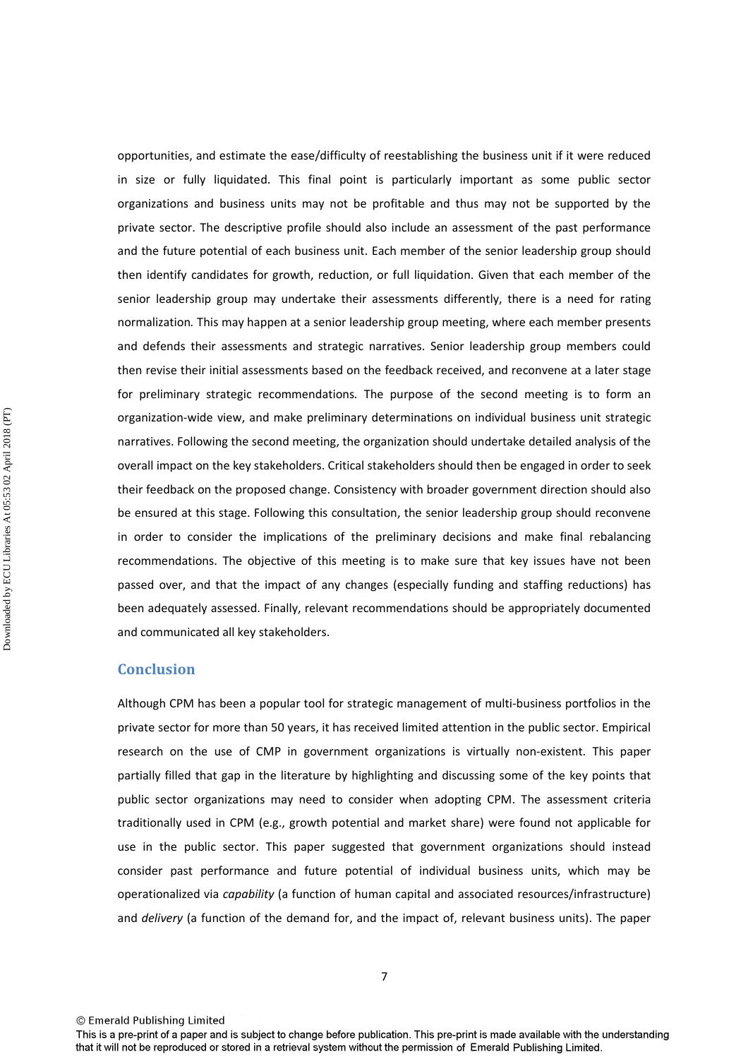opportunities, and estimate the ease/difficulty of reestablishing the business unit if it were reduced in size or fully liquidated. This final point is particularly important as some public sector organizations and business units may not be profitable and thus may not be supported by the private sector. The descriptive profile should also include an assessment of the past performance and the future potential of each business unit. Each member of the senior leadership group should then identify candidates for growth, reduction, or full liquidation. Given that each member of the senior leadership group may undertake their assessments differently, there is a need for rating normalization. This may happen at a senior leadership group meeting, where each member presents and defends their assessments and strategic narratives. Senior leadership group members could then revise their initial assessments based on the feedback received, and reconvene at a later stage for preliminary strategic recommendations. The purpose of the second meeting is to form an organization-wide view, and make preliminary determinations on individual business unit strategic narratives. Following the second meeting, the organization should undertake detailed analysis of the overall impact on the key stakeholders. Critical stakeholders should then be engaged in order to seek their feedback on the proposed change. Consistency with broader government direction should also be ensured at this stage. Following this consultation, the senior leadership group should reconvene in order to consider the implications of the preliminary decisions and make final rebalancing recommendations. The objective of this meeting is to make sure that key issues have not been passed over, and that the impact of any changes (especially funding and staffing reductions) has been adequately assessed. Finally, relevant recommendations should be appropriately documented and communicated all key stakeholders.

## Conclusion

Although CPM has been a popular tool for strategic management of multi-business portfolios in the private sector for more than 50 years, it has received limited attention in the public sector. Empirical research on the use of CMP in government organizations is virtually non-existent. This paper partially filled that gap in the literature by highlighting and discussing some of the key points that public sector organizations may need to consider when adopting CPM. The assessment criteria traditionally used in CPM (e.g., growth potential and market share) were found not applicable for use in the public sector. This paper suggested that government organizations should instead consider past performance and future potential of individual business units, which may be operationalized via *capability* (a function of human capital and associated resources/infrastructure) and *delivery* (a function of the demand for, and the impact of, relevant business units). The paper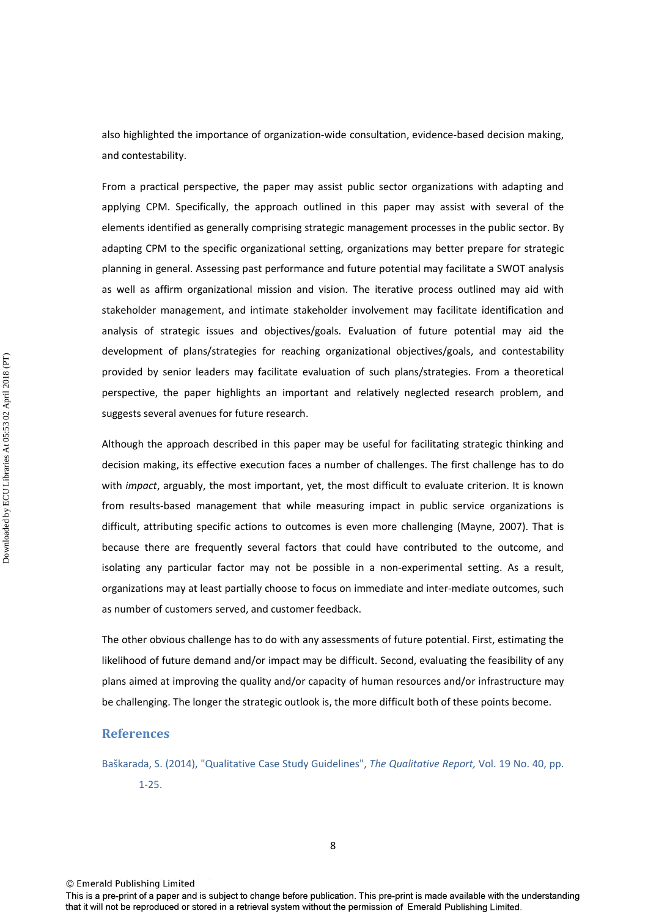also highlighted the importance of organization-wide consultation, evidence-based decision making, and contestability.

From a practical perspective, the paper may assist public sector organizations with adapting and applying CPM. Specifically, the approach outlined in this paper may assist with several of the elements identified as generally comprising strategic management processes in the public sector. By adapting CPM to the specific organizational setting, organizations may better prepare for strategic planning in general. Assessing past performance and future potential may facilitate a SWOT analysis as well as affirm organizational mission and vision. The iterative process outlined may aid with stakeholder management, and intimate stakeholder involvement may facilitate identification and analysis of strategic issues and objectives/goals. Evaluation of future potential may aid the development of plans/strategies for reaching organizational objectives/goals, and contestability provided by senior leaders may facilitate evaluation of such plans/strategies. From a theoretical perspective, the paper highlights an important and relatively neglected research problem, and suggests several avenues for future research.

Although the approach described in this paper may be useful for facilitating strategic thinking and decision making, its effective execution faces a number of challenges. The first challenge has to do with *impact*, arguably, the most important, yet, the most difficult to evaluate criterion. It is known from results-based management that while measuring impact in public service organizations is difficult, attributing specific actions to outcomes is even more challenging (Mayne, 2007). That is because there are frequently several factors that could have contributed to the outcome, and isolating any particular factor may not be possible in a non-experimental setting. As a result, organizations may at least partially choose to focus on immediate and inter-mediate outcomes, such as number of customers served, and customer feedback.

The other obvious challenge has to do with any assessments of future potential. First, estimating the likelihood of future demand and/or impact may be difficult. Second, evaluating the feasibility of any plans aimed at improving the quality and/or capacity of human resources and/or infrastructure may be challenging. The longer the strategic outlook is, the more difficult both of these points become.

## References

Baškarada, S. (2014), "Qualitative Case Study Guidelines", *The Qualitative Report,* Vol. 19 No. 40, pp. 1-25.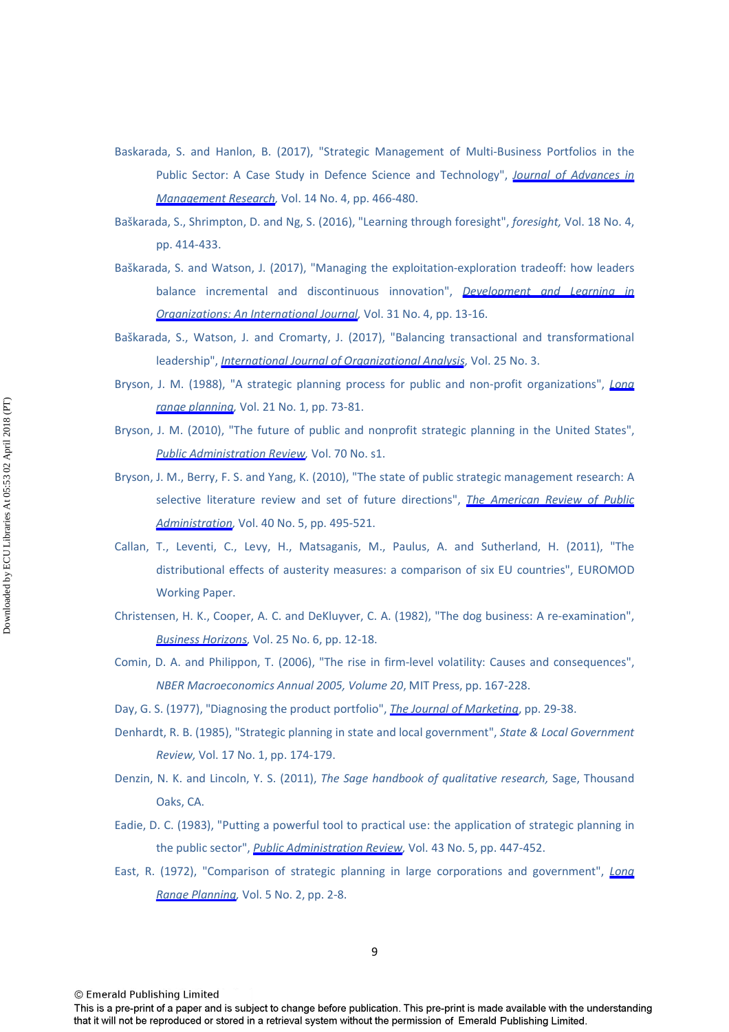Baskarada, S. and Hanlon, B. (2017), "Strategic Management of Multi-Business Portfolios in the Public Sector: A Case Study in Defence Science and Technology", *Journal of Advances in Management Research*, Vol. 14 No. 4, pp. 466-480.

Baškarada, S., Shrimpton, D. and Ng, S. (2016), "Learning through foresight", *foresight*, Vol. 18 No. 4, pp. 414-433.

Baškarada, S. and Watson, J. (2017), "Managing the exploitation-exploration tradeoff: how leaders balance incremental and discontinuous innovation", *Development and Learning in Organizations: An International Journal*, Vol. 31 No. 4, pp. 13-16.

Baškarada, S., Watson, J. and Cromarty, J. (2017), "Balancing transactional and transformational leadership", *International Journal of Organizational Analysis*, Vol. 25 No. 3.

Bryson, J. M. (1988), "A strategic planning process for public and non-profit organizations", *Long range planning*, Vol. 21 No. 1, pp. 73-81.

Bryson, J. M. (2010), "The future of public and nonprofit strategic planning in the United States", *Public Administration Review*, Vol. 70 No. s1.

Bryson, J. M., Berry, F. S. and Yang, K. (2010), "The state of public strategic management research: A selective literature review and set of future directions", *The American Review of Public Administration*, Vol. 40 No. 5, pp. 495-521.

Callan, T., Leventi, C., Levy, H., Matsaganis, M., Paulus, A. and Sutherland, H. (2011), "The distributional effects of austerity measures: a comparison of six EU countries", EUROMOD Working Paper.

Christensen, H. K., Cooper, A. C. and DeKluyver, C. A. (1982), "The dog business: A re-examination", *Business Horizons*, Vol. 25 No. 6, pp. 12-18.

Comin, D. A. and Philippon, T. (2006), "The rise in firm-level volatility: Causes and consequences", *NBER Macroeconomics Annual 2005, Volume 20*, MIT Press, pp. 167-228.

Day, G. S. (1977), "Diagnosing the product portfolio", *The Journal of Marketing*, pp. 29-38.

Denhardt, R. B. (1985), "Strategic planning in state and local government", *State & Local Government Review*, Vol. 17 No. 1, pp. 174-179.

Denzin, N. K. and Lincoln, Y. S. (2011), *The Sage handbook of qualitative research*, Sage, Thousand Oaks, CA.

Eadie, D. C. (1983), "Putting a powerful tool to practical use: the application of strategic planning in the public sector", *Public Administration Review*, Vol. 43 No. 5, pp. 447-452.

East, R. (1972), "Comparison of strategic planning in large corporations and government", *Long Range Planning*, Vol. 5 No. 2, pp. 2-8.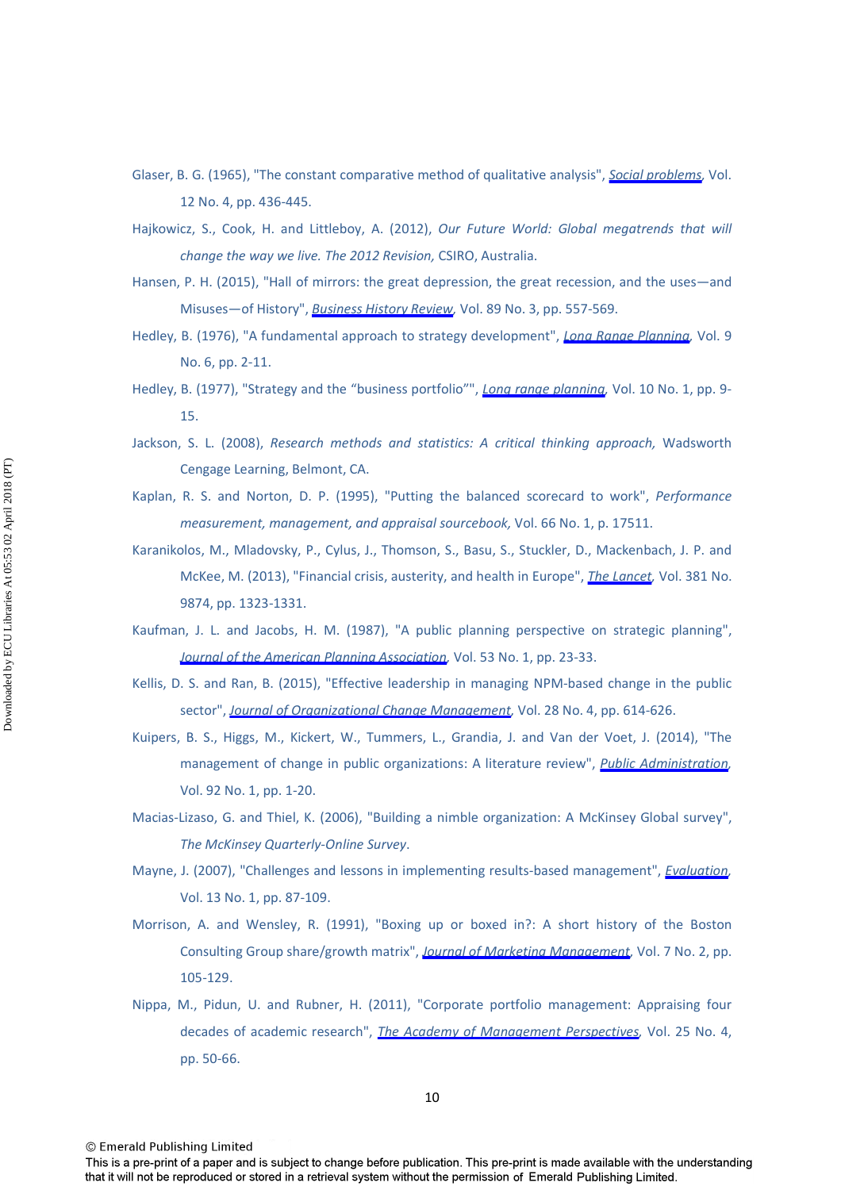Glaser, B. G. (1965), "The constant comparative method of qualitative analysis", *Social problems*, Vol. 12 No. 4, pp. 436-445.

Hajkowicz, S., Cook, H. and Littleboy, A. (2012), *Our Future World: Global megatrends that will change the way we live. The 2012 Revision,* CSIRO, Australia.

Hansen, P. H. (2015), "Hall of mirrors: the great depression, the great recession, and the uses—and Misuses—of History", *Business History Review*, Vol. 89 No. 3, pp. 557-569.

Hedley, B. (1976), "A fundamental approach to strategy development", *Long Range Planning*, Vol. 9 No. 6, pp. 2-11.

Hedley, B. (1977), "Strategy and the "business portfolio"", *Long range planning*, Vol. 10 No. 1, pp. 9-15.

Jackson, S. L. (2008), *Research methods and statistics: A critical thinking approach,* Wadsworth Cengage Learning, Belmont, CA.

Kaplan, R. S. and Norton, D. P. (1995), "Putting the balanced scorecard to work", *Performance measurement, management, and appraisal sourcebook,* Vol. 66 No. 1, p. 17511.

Karanikolos, M., Mladovsky, P., Cylus, J., Thomson, S., Basu, S., Stuckler, D., Mackenbach, J. P. and McKee, M. (2013), "Financial crisis, austerity, and health in Europe", *The Lancet*, Vol. 381 No. 9874, pp. 1323-1331.

Kaufman, J. L. and Jacobs, H. M. (1987), "A public planning perspective on strategic planning", *Journal of the American Planning Association*, Vol. 53 No. 1, pp. 23-33.

Kellis, D. S. and Ran, B. (2015), "Effective leadership in managing NPM-based change in the public sector", *Journal of Organizational Change Management*, Vol. 28 No. 4, pp. 614-626.

Kuipers, B. S., Higgs, M., Kickert, W., Tummers, L., Grandia, J. and Van der Voet, J. (2014), "The management of change in public organizations: A literature review", *Public Administration*, Vol. 92 No. 1, pp. 1-20.

Macias-Lizaso, G. and Thiel, K. (2006), "Building a nimble organization: A McKinsey Global survey", *The McKinsey Quarterly-Online Survey*.

Mayne, J. (2007), "Challenges and lessons in implementing results-based management", *Evaluation*, Vol. 13 No. 1, pp. 87-109.

Morrison, A. and Wensley, R. (1991), "Boxing up or boxed in?: A short history of the Boston Consulting Group share/growth matrix", *Journal of Marketing Management*, Vol. 7 No. 2, pp. 105-129.

Nippa, M., Pidun, U. and Rubner, H. (2011), "Corporate portfolio management: Appraising four decades of academic research", *The Academy of Management Perspectives*, Vol. 25 No. 4, pp. 50-66.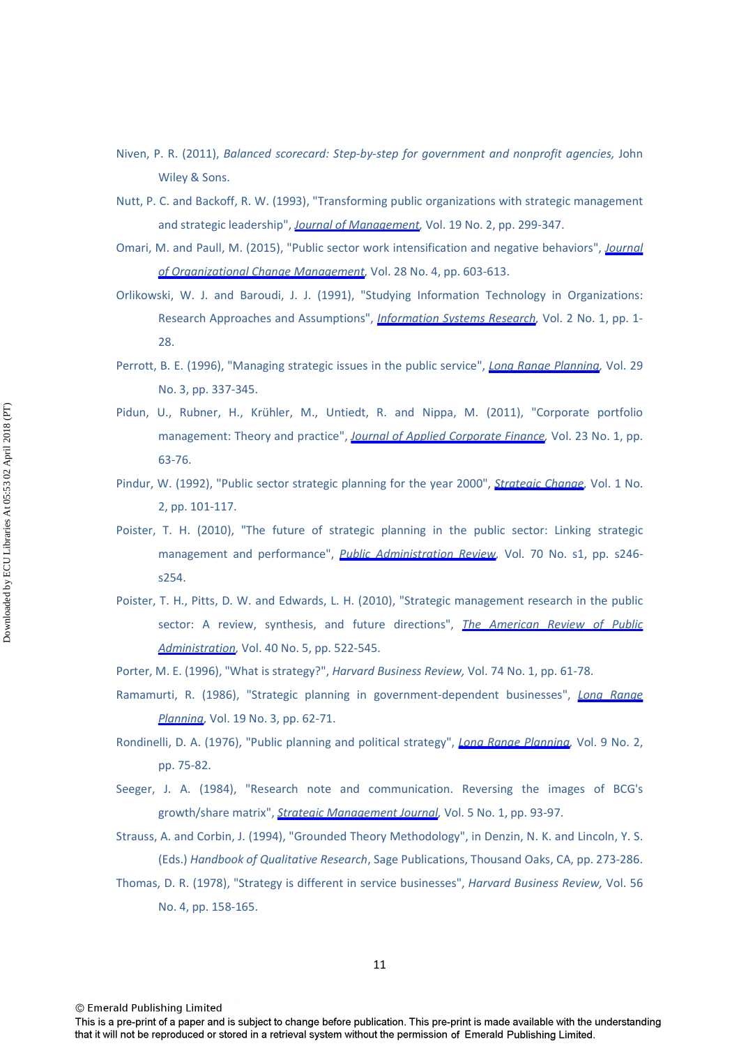Niven, P. R. (2011), *Balanced scorecard: Step-by-step for government and nonprofit agencies,* John Wiley & Sons.

Nutt, P. C. and Backoff, R. W. (1993), "Transforming public organizations with strategic management and strategic leadership", *Journal of Management*, Vol. 19 No. 2, pp. 299-347.

Omari, M. and Paull, M. (2015), "Public sector work intensification and negative behaviors", *Journal of Organizational Change Management*, Vol. 28 No. 4, pp. 603-613.

Orlikowski, W. J. and Baroudi, J. J. (1991), "Studying Information Technology in Organizations: Research Approaches and Assumptions", *Information Systems Research*, Vol. 2 No. 1, pp. 1-28.

Perrott, B. E. (1996), "Managing strategic issues in the public service", *Long Range Planning*, Vol. 29 No. 3, pp. 337-345.

Pidun, U., Rubner, H., Krühler, M., Untiedt, R. and Nippa, M. (2011), "Corporate portfolio management: Theory and practice", *Journal of Applied Corporate Finance*, Vol. 23 No. 1, pp. 63-76.

Pindur, W. (1992), "Public sector strategic planning for the year 2000", *Strategic Change*, Vol. 1 No. 2, pp. 101-117.

Poister, T. H. (2010), "The future of strategic planning in the public sector: Linking strategic management and performance", *Public Administration Review*, Vol. 70 No. s1, pp. s246-s254.

Poister, T. H., Pitts, D. W. and Edwards, L. H. (2010), "Strategic management research in the public sector: A review, synthesis, and future directions", *The American Review of Public Administration*, Vol. 40 No. 5, pp. 522-545.

Porter, M. E. (1996), "What is strategy?", *Harvard Business Review,* Vol. 74 No. 1, pp. 61-78.

Ramamurti, R. (1986), "Strategic planning in government-dependent businesses", *Long Range Planning*, Vol. 19 No. 3, pp. 62-71.

Rondinelli, D. A. (1976), "Public planning and political strategy", *Long Range Planning*, Vol. 9 No. 2, pp. 75-82.

Seeger, J. A. (1984), "Research note and communication. Reversing the images of BCG's growth/share matrix", *Strategic Management Journal*, Vol. 5 No. 1, pp. 93-97.

Strauss, A. and Corbin, J. (1994), "Grounded Theory Methodology", in Denzin, N. K. and Lincoln, Y. S. (Eds.) *Handbook of Qualitative Research*, Sage Publications, Thousand Oaks, CA, pp. 273-286.

Thomas, D. R. (1978), "Strategy is different in service businesses", *Harvard Business Review,* Vol. 56 No. 4, pp. 158-165.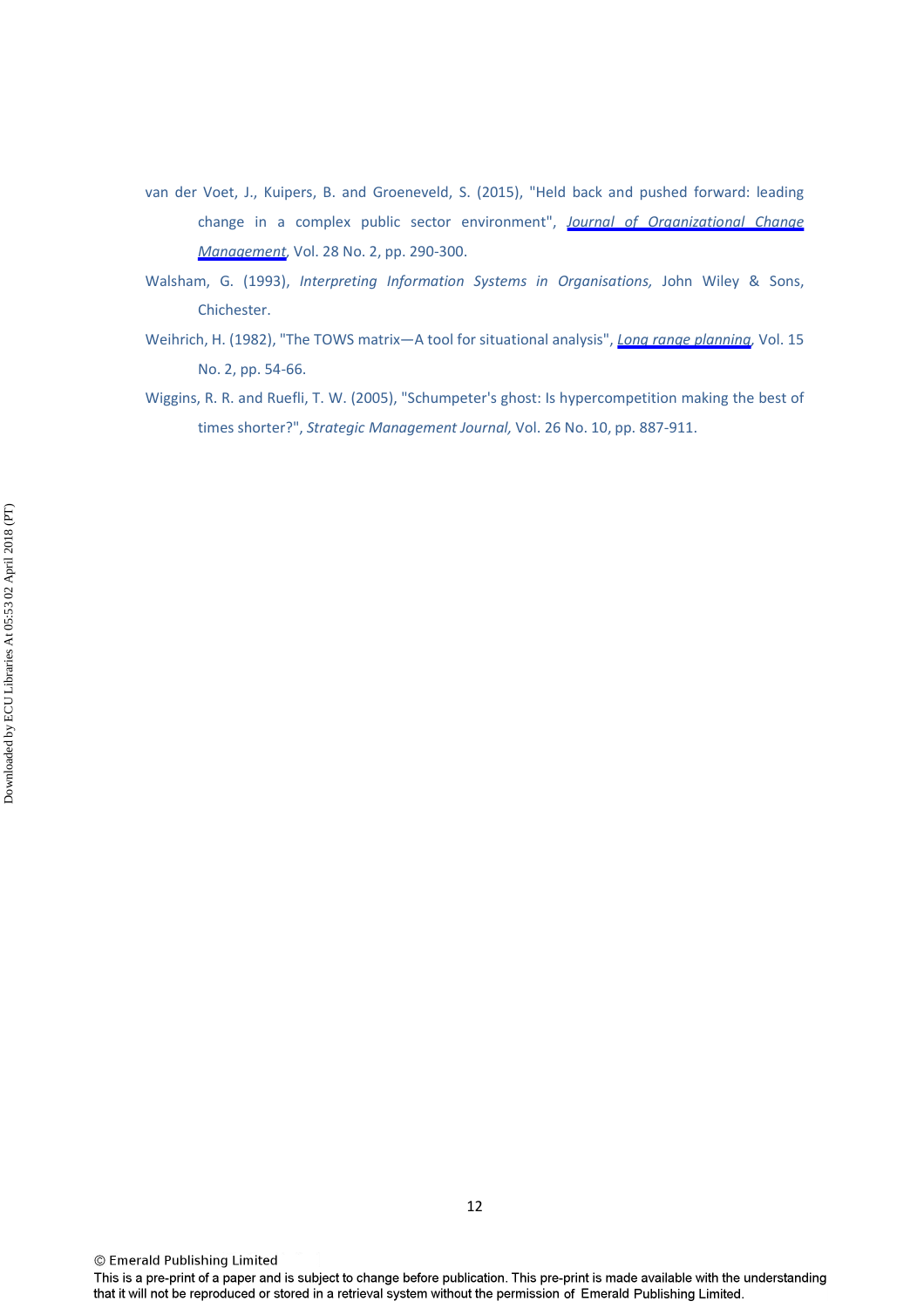van der Voet, J., Kuipers, B. and Groeneveld, S. (2015), "Held back and pushed forward: leading change in a complex public sector environment", *Journal of Organizational Change Management*, Vol. 28 No. 2, pp. 290-300.

Walsham, G. (1993), *Interpreting Information Systems in Organisations,* John Wiley & Sons, Chichester.

Weihrich, H. (1982), "The TOWS matrix—A tool for situational analysis", *Long range planning*, Vol. 15 No. 2, pp. 54-66.

Wiggins, R. R. and Ruefli, T. W. (2005), "Schumpeter's ghost: Is hypercompetition making the best of times shorter?", *Strategic Management Journal,* Vol. 26 No. 10, pp. 887-911.